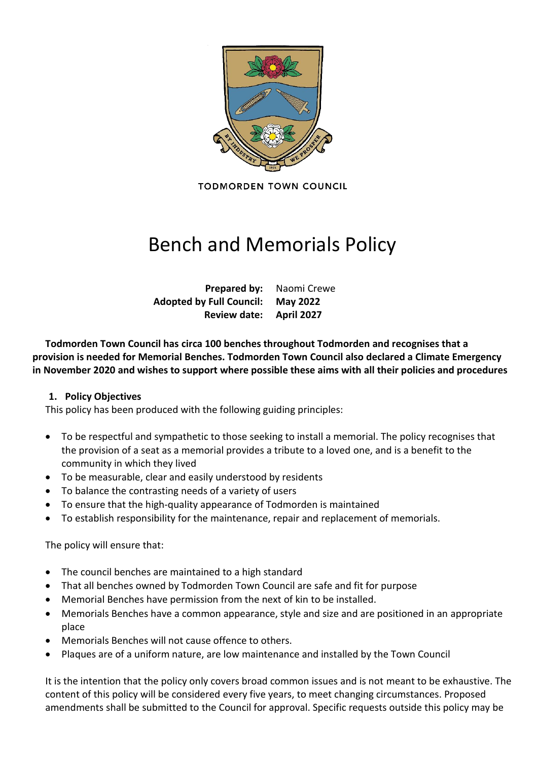TODMORDEN TOWN COUNCIL

# Bench and Memorials Policy

**Prepared by:** Naomi Crewe
**Adopted by Full Council:** **May 2022**
**Review date:** **April 2027**

**Todmorden Town Council has circa 100 benches throughout Todmorden and recognises that a provision is needed for Memorial Benches. Todmorden Town Council also declared a Climate Emergency in November 2020 and wishes to support where possible these aims with all their policies and procedures**

## 1. Policy Objectives

This policy has been produced with the following guiding principles:

- To be respectful and sympathetic to those seeking to install a memorial. The policy recognises that the provision of a seat as a memorial provides a tribute to a loved one, and is a benefit to the community in which they lived
- To be measurable, clear and easily understood by residents
- To balance the contrasting needs of a variety of users
- To ensure that the high-quality appearance of Todmorden is maintained
- To establish responsibility for the maintenance, repair and replacement of memorials.

The policy will ensure that:

- The council benches are maintained to a high standard
- That all benches owned by Todmorden Town Council are safe and fit for purpose
- Memorial Benches have permission from the next of kin to be installed.
- Memorials Benches have a common appearance, style and size and are positioned in an appropriate place
- Memorials Benches will not cause offence to others.
- Plaques are of a uniform nature, are low maintenance and installed by the Town Council

It is the intention that the policy only covers broad common issues and is not meant to be exhaustive. The content of this policy will be considered every five years, to meet changing circumstances. Proposed amendments shall be submitted to the Council for approval. Specific requests outside this policy may be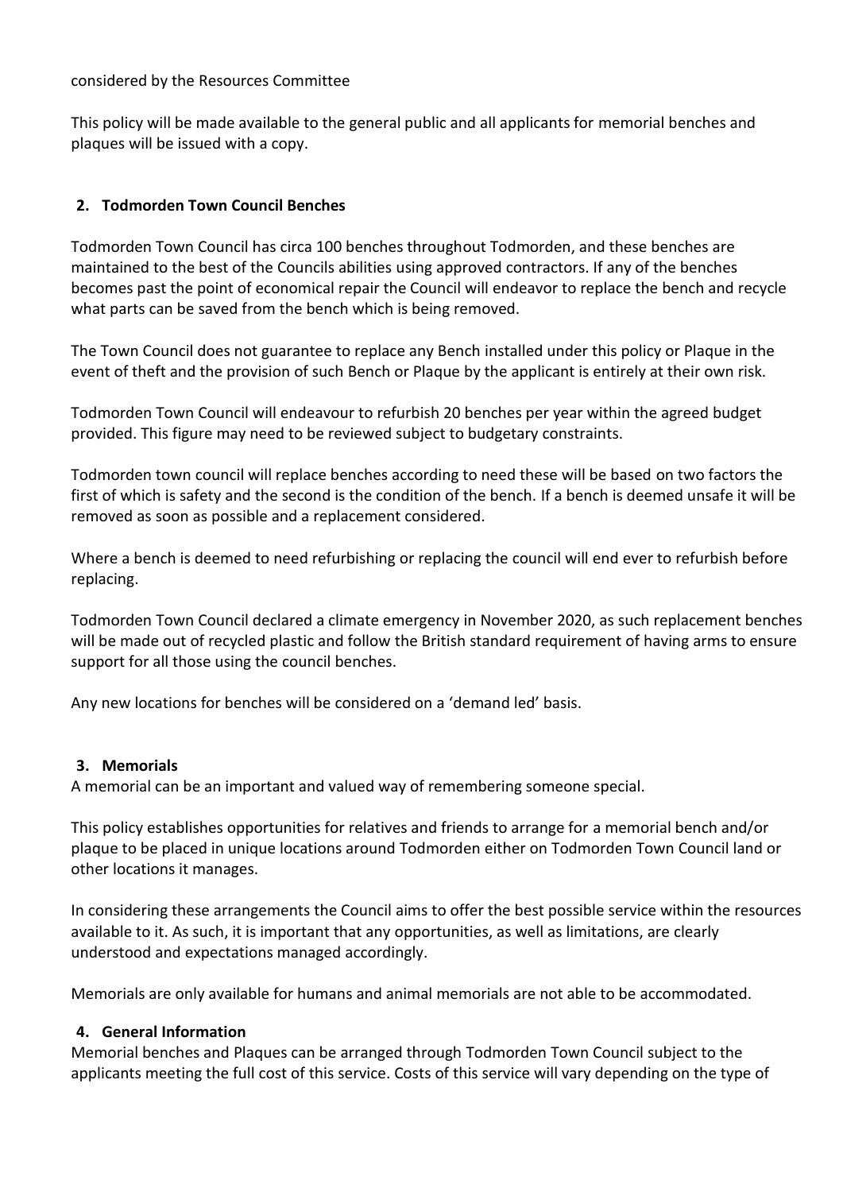considered by the Resources Committee

This policy will be made available to the general public and all applicants for memorial benches and plaques will be issued with a copy.

## 2. Todmorden Town Council Benches

Todmorden Town Council has circa 100 benches throughout Todmorden, and these benches are maintained to the best of the Councils abilities using approved contractors. If any of the benches becomes past the point of economical repair the Council will endeavor to replace the bench and recycle what parts can be saved from the bench which is being removed.

The Town Council does not guarantee to replace any Bench installed under this policy or Plaque in the event of theft and the provision of such Bench or Plaque by the applicant is entirely at their own risk.

Todmorden Town Council will endeavour to refurbish 20 benches per year within the agreed budget provided. This figure may need to be reviewed subject to budgetary constraints.

Todmorden town council will replace benches according to need these will be based on two factors the first of which is safety and the second is the condition of the bench. If a bench is deemed unsafe it will be removed as soon as possible and a replacement considered.

Where a bench is deemed to need refurbishing or replacing the council will end ever to refurbish before replacing.

Todmorden Town Council declared a climate emergency in November 2020, as such replacement benches will be made out of recycled plastic and follow the British standard requirement of having arms to ensure support for all those using the council benches.

Any new locations for benches will be considered on a 'demand led' basis.

## 3. Memorials

A memorial can be an important and valued way of remembering someone special.

This policy establishes opportunities for relatives and friends to arrange for a memorial bench and/or plaque to be placed in unique locations around Todmorden either on Todmorden Town Council land or other locations it manages.

In considering these arrangements the Council aims to offer the best possible service within the resources available to it. As such, it is important that any opportunities, as well as limitations, are clearly understood and expectations managed accordingly.

Memorials are only available for humans and animal memorials are not able to be accommodated.

## 4. General Information

Memorial benches and Plaques can be arranged through Todmorden Town Council subject to the applicants meeting the full cost of this service. Costs of this service will vary depending on the type of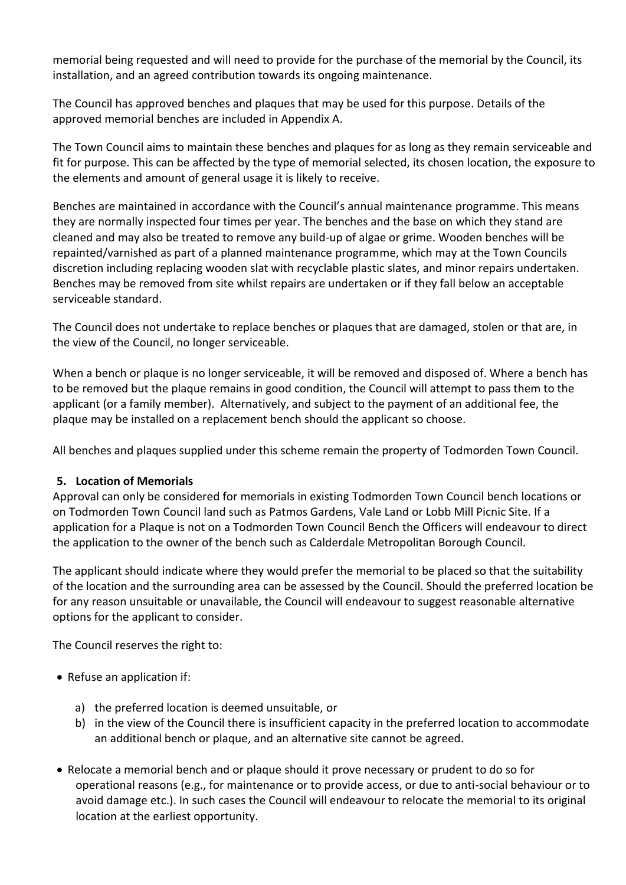memorial being requested and will need to provide for the purchase of the memorial by the Council, its installation, and an agreed contribution towards its ongoing maintenance.

The Council has approved benches and plaques that may be used for this purpose. Details of the approved memorial benches are included in Appendix A.

The Town Council aims to maintain these benches and plaques for as long as they remain serviceable and fit for purpose. This can be affected by the type of memorial selected, its chosen location, the exposure to the elements and amount of general usage it is likely to receive.

Benches are maintained in accordance with the Council's annual maintenance programme. This means they are normally inspected four times per year. The benches and the base on which they stand are cleaned and may also be treated to remove any build-up of algae or grime. Wooden benches will be repainted/varnished as part of a planned maintenance programme, which may at the Town Councils discretion including replacing wooden slat with recyclable plastic slates, and minor repairs undertaken. Benches may be removed from site whilst repairs are undertaken or if they fall below an acceptable serviceable standard.

The Council does not undertake to replace benches or plaques that are damaged, stolen or that are, in the view of the Council, no longer serviceable.

When a bench or plaque is no longer serviceable, it will be removed and disposed of. Where a bench has to be removed but the plaque remains in good condition, the Council will attempt to pass them to the applicant (or a family member). Alternatively, and subject to the payment of an additional fee, the plaque may be installed on a replacement bench should the applicant so choose.

All benches and plaques supplied under this scheme remain the property of Todmorden Town Council.

**5. Location of Memorials**

Approval can only be considered for memorials in existing Todmorden Town Council bench locations or on Todmorden Town Council land such as Patmos Gardens, Vale Land or Lobb Mill Picnic Site. If a application for a Plaque is not on a Todmorden Town Council Bench the Officers will endeavour to direct the application to the owner of the bench such as Calderdale Metropolitan Borough Council.

The applicant should indicate where they would prefer the memorial to be placed so that the suitability of the location and the surrounding area can be assessed by the Council. Should the preferred location be for any reason unsuitable or unavailable, the Council will endeavour to suggest reasonable alternative options for the applicant to consider.

The Council reserves the right to:

- Refuse an application if:
  - a) the preferred location is deemed unsuitable, or
  - b) in the view of the Council there is insufficient capacity in the preferred location to accommodate an additional bench or plaque, and an alternative site cannot be agreed.
- Relocate a memorial bench and or plaque should it prove necessary or prudent to do so for operational reasons (e.g., for maintenance or to provide access, or due to anti-social behaviour or to avoid damage etc.). In such cases the Council will endeavour to relocate the memorial to its original location at the earliest opportunity.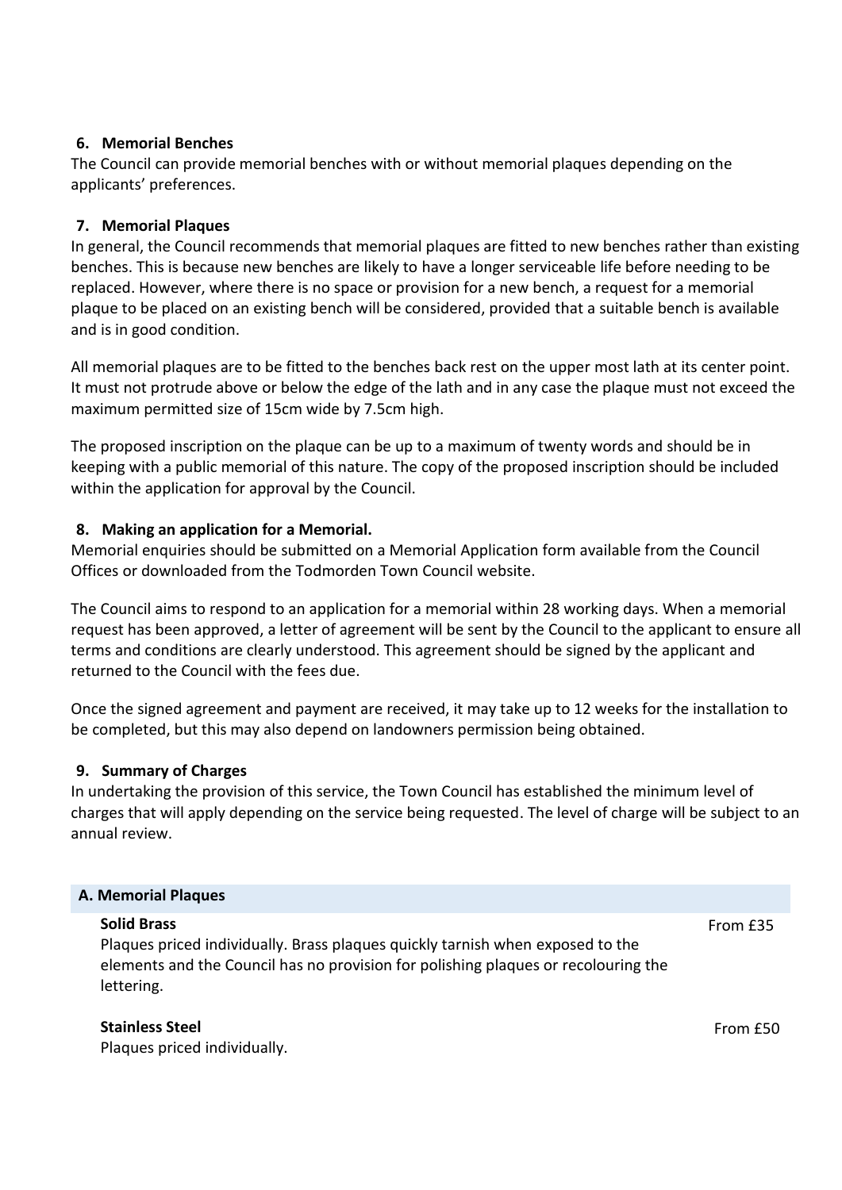### 6. Memorial Benches

The Council can provide memorial benches with or without memorial plaques depending on the applicants' preferences.

### 7. Memorial Plaques

In general, the Council recommends that memorial plaques are fitted to new benches rather than existing benches. This is because new benches are likely to have a longer serviceable life before needing to be replaced. However, where there is no space or provision for a new bench, a request for a memorial plaque to be placed on an existing bench will be considered, provided that a suitable bench is available and is in good condition.

All memorial plaques are to be fitted to the benches back rest on the upper most lath at its center point. It must not protrude above or below the edge of the lath and in any case the plaque must not exceed the maximum permitted size of 15cm wide by 7.5cm high.

The proposed inscription on the plaque can be up to a maximum of twenty words and should be in keeping with a public memorial of this nature. The copy of the proposed inscription should be included within the application for approval by the Council.

### 8. Making an application for a Memorial.

Memorial enquiries should be submitted on a Memorial Application form available from the Council Offices or downloaded from the Todmorden Town Council website.

The Council aims to respond to an application for a memorial within 28 working days. When a memorial request has been approved, a letter of agreement will be sent by the Council to the applicant to ensure all terms and conditions are clearly understood. This agreement should be signed by the applicant and returned to the Council with the fees due.

Once the signed agreement and payment are received, it may take up to 12 weeks for the installation to be completed, but this may also depend on landowners permission being obtained.

### 9. Summary of Charges

In undertaking the provision of this service, the Town Council has established the minimum level of charges that will apply depending on the service being requested. The level of charge will be subject to an annual review.

| A. Memorial Plaques | |
|---|---|
| **Solid Brass**<br>Plaques priced individually. Brass plaques quickly tarnish when exposed to the elements and the Council has no provision for polishing plaques or recolouring the lettering. | From £35 |
| **Stainless Steel**<br>Plaques priced individually. | From £50 |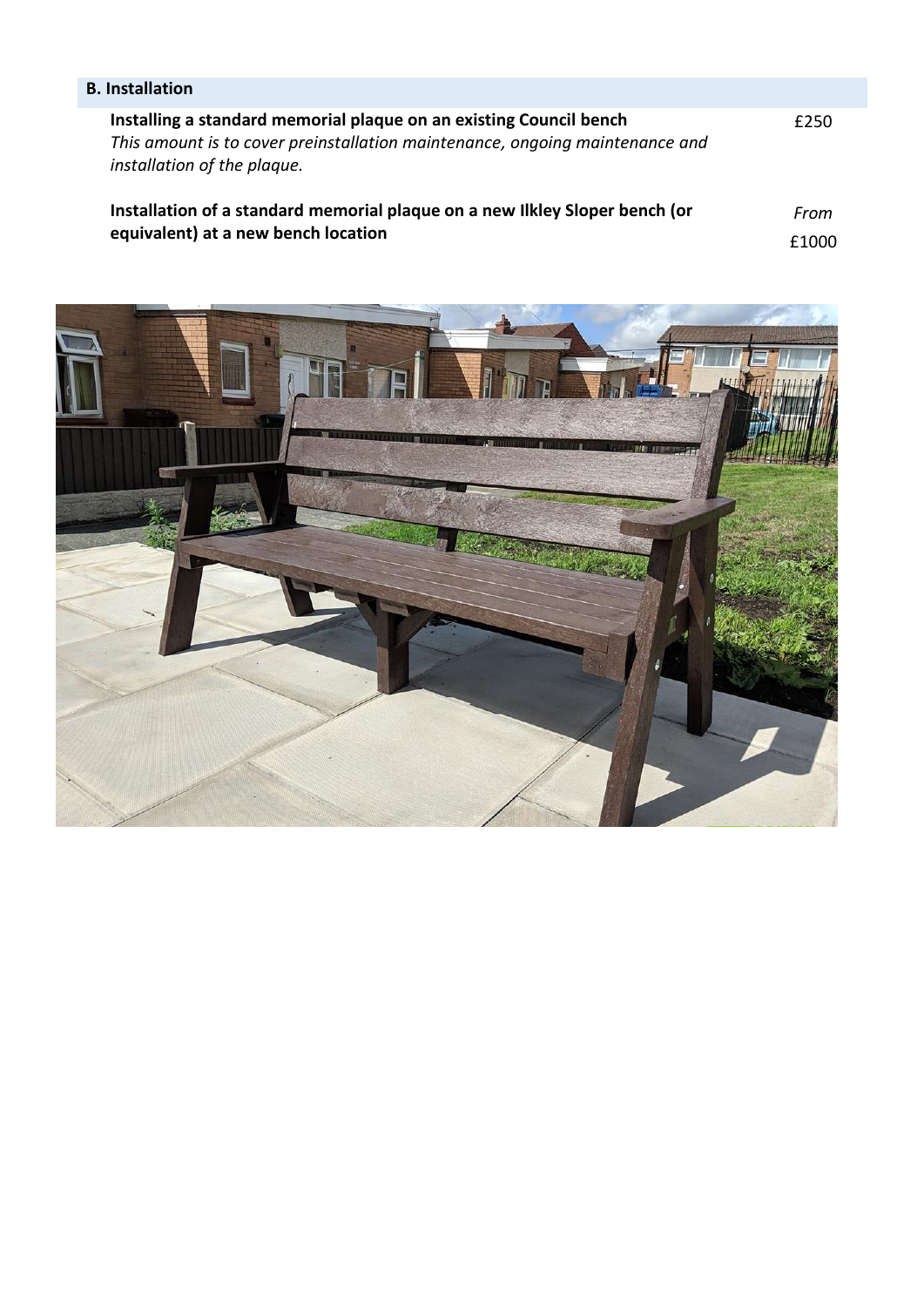## B. Installation

| | |
|---|---|
| **Installing a standard memorial plaque on an existing Council bench**<br>*This amount is to cover preinstallation maintenance, ongoing maintenance and installation of the plaque.* | £250 |
| **Installation of a standard memorial plaque on a new Ilkley Sloper bench (or equivalent) at a new bench location** | *From* £1000 |